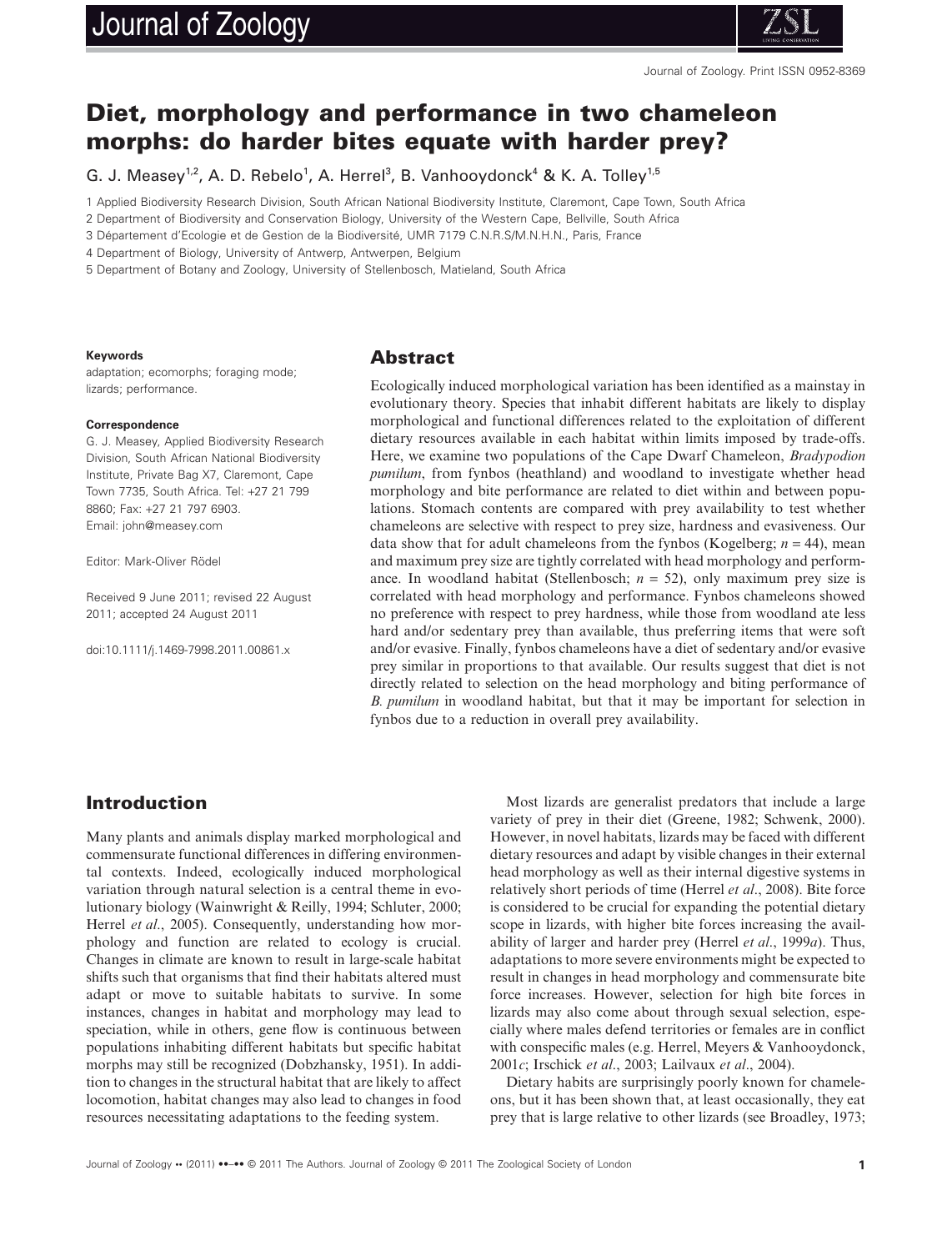# Diet, morphology and performance in two chameleon morphs: do harder bites equate with harder prey?

G. J. Measey[1,2], A. D. Rebelo[1], A. Herrel[3], B. Vanhooydonck[4] & K. A. Tolley[1,5]

1 Applied Biodiversity Research Division, South African National Biodiversity Institute, Claremont, Cape Town, South Africa
2 Department of Biodiversity and Conservation Biology, University of the Western Cape, Bellville, South Africa
3 Département d'Ecologie et de Gestion de la Biodiversité, UMR 7179 C.N.R.S/M.N.H.N., Paris, France
4 Department of Biology, University of Antwerp, Antwerpen, Belgium
5 Department of Botany and Zoology, University of Stellenbosch, Matieland, South Africa

**Keywords**
adaptation; ecomorphs; foraging mode; lizards; performance.

**Correspondence**
G. J. Measey, Applied Biodiversity Research Division, South African National Biodiversity Institute, Private Bag X7, Claremont, Cape Town 7735, South Africa. Tel: +27 21 799 8860; Fax: +27 21 797 6903.
Email: john@measey.com

Editor: Mark-Oliver Rödel

Received 9 June 2011; revised 22 August 2011; accepted 24 August 2011

doi:10.1111/j.1469-7998.2011.00861.x

## Abstract

Ecologically induced morphological variation has been identified as a mainstay in evolutionary theory. Species that inhabit different habitats are likely to display morphological and functional differences related to the exploitation of different dietary resources available in each habitat within limits imposed by trade-offs. Here, we examine two populations of the Cape Dwarf Chameleon, *Bradypodion pumilum*, from fynbos (heathland) and woodland to investigate whether head morphology and bite performance are related to diet within and between populations. Stomach contents are compared with prey availability to test whether chameleons are selective with respect to prey size, hardness and evasiveness. Our data show that for adult chameleons from the fynbos (Kogelberg; $n = 44$), mean and maximum prey size are tightly correlated with head morphology and performance. In woodland habitat (Stellenbosch; $n = 52$), only maximum prey size is correlated with head morphology and performance. Fynbos chameleons showed no preference with respect to prey hardness, while those from woodland ate less hard and/or sedentary prey than available, thus preferring items that were soft and/or evasive. Finally, fynbos chameleons have a diet of sedentary and/or evasive prey similar in proportions to that available. Our results suggest that diet is not directly related to selection on the head morphology and biting performance of *B. pumilum* in woodland habitat, but that it may be important for selection in fynbos due to a reduction in overall prey availability.

## Introduction

Many plants and animals display marked morphological and commensurate functional differences in differing environmental contexts. Indeed, ecologically induced morphological variation through natural selection is a central theme in evolutionary biology (Wainwright & Reilly, 1994; Schluter, 2000; Herrel *et al*., 2005). Consequently, understanding how morphology and function are related to ecology is crucial. Changes in climate are known to result in large-scale habitat shifts such that organisms that find their habitats altered must adapt or move to suitable habitats to survive. In some instances, changes in habitat and morphology may lead to speciation, while in others, gene flow is continuous between populations inhabiting different habitats but specific habitat morphs may still be recognized (Dobzhansky, 1951). In addition to changes in the structural habitat that are likely to affect locomotion, habitat changes may also lead to changes in food resources necessitating adaptations to the feeding system.

Most lizards are generalist predators that include a large variety of prey in their diet (Greene, 1982; Schwenk, 2000). However, in novel habitats, lizards may be faced with different dietary resources and adapt by visible changes in their external head morphology as well as their internal digestive systems in relatively short periods of time (Herrel *et al*., 2008). Bite force is considered to be crucial for expanding the potential dietary scope in lizards, with higher bite forces increasing the availability of larger and harder prey (Herrel *et al*., 1999*a*). Thus, adaptations to more severe environments might be expected to result in changes in head morphology and commensurate bite force increases. However, selection for high bite forces in lizards may also come about through sexual selection, especially where males defend territories or females are in conflict with conspecific males (e.g. Herrel, Meyers & Vanhooydonck, 2001*c*; Irschick *et al*., 2003; Lailvaux *et al*., 2004).

Dietary habits are surprisingly poorly known for chameleons, but it has been shown that, at least occasionally, they eat prey that is large relative to other lizards (see Broadley, 1973;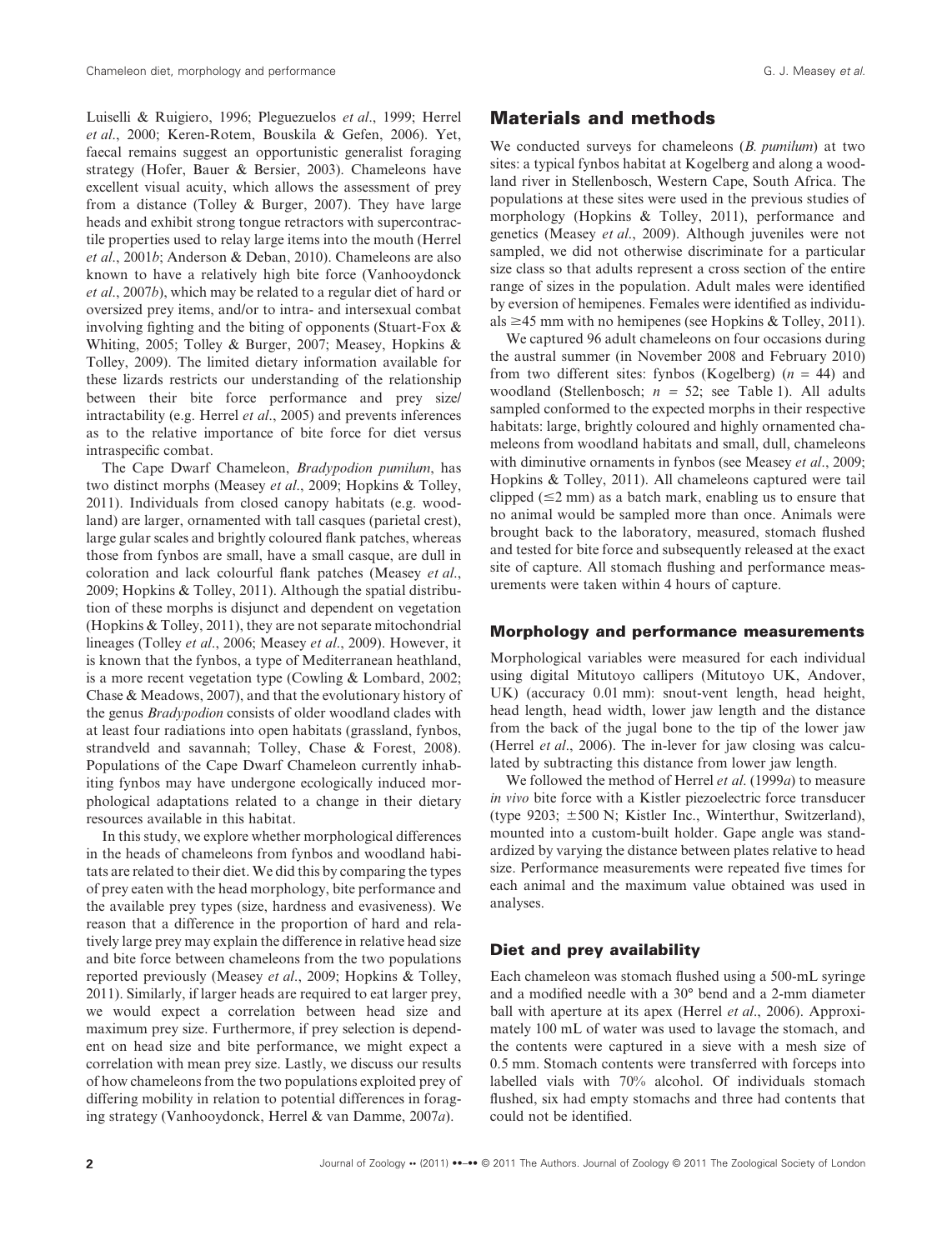Luiselli & Ruigiero, 1996; Pleguezuelos *et al*., 1999; Herrel *et al*., 2000; Keren-Rotem, Bouskila & Gefen, 2006). Yet, faecal remains suggest an opportunistic generalist foraging strategy (Hofer, Bauer & Bersier, 2003). Chameleons have excellent visual acuity, which allows the assessment of prey from a distance (Tolley & Burger, 2007). They have large heads and exhibit strong tongue retractors with supercontractile properties used to relay large items into the mouth (Herrel *et al*., 2001*b*; Anderson & Deban, 2010). Chameleons are also known to have a relatively high bite force (Vanhooydonck *et al*., 2007*b*), which may be related to a regular diet of hard or oversized prey items, and/or to intra- and intersexual combat involving fighting and the biting of opponents (Stuart-Fox & Whiting, 2005; Tolley & Burger, 2007; Measey, Hopkins & Tolley, 2009). The limited dietary information available for these lizards restricts our understanding of the relationship between their bite force performance and prey size/intractability (e.g. Herrel *et al*., 2005) and prevents inferences as to the relative importance of bite force for diet versus intraspecific combat.

The Cape Dwarf Chameleon, *Bradypodion pumilum*, has two distinct morphs (Measey *et al*., 2009; Hopkins & Tolley, 2011). Individuals from closed canopy habitats (e.g. woodland) are larger, ornamented with tall casques (parietal crest), large gular scales and brightly coloured flank patches, whereas those from fynbos are small, have a small casque, are dull in coloration and lack colourful flank patches (Measey *et al*., 2009; Hopkins & Tolley, 2011). Although the spatial distribution of these morphs is disjunct and dependent on vegetation (Hopkins & Tolley, 2011), they are not separate mitochondrial lineages (Tolley *et al*., 2006; Measey *et al*., 2009). However, it is known that the fynbos, a type of Mediterranean heathland, is a more recent vegetation type (Cowling & Lombard, 2002; Chase & Meadows, 2007), and that the evolutionary history of the genus *Bradypodion* consists of older woodland clades with at least four radiations into open habitats (grassland, fynbos, strandveld and savannah; Tolley, Chase & Forest, 2008). Populations of the Cape Dwarf Chameleon currently inhabiting fynbos may have undergone ecologically induced morphological adaptations related to a change in their dietary resources available in this habitat.

In this study, we explore whether morphological differences in the heads of chameleons from fynbos and woodland habitats are related to their diet. We did this by comparing the types of prey eaten with the head morphology, bite performance and the available prey types (size, hardness and evasiveness). We reason that a difference in the proportion of hard and relatively large prey may explain the difference in relative head size and bite force between chameleons from the two populations reported previously (Measey *et al*., 2009; Hopkins & Tolley, 2011). Similarly, if larger heads are required to eat larger prey, we would expect a correlation between head size and maximum prey size. Furthermore, if prey selection is dependent on head size and bite performance, we might expect a correlation with mean prey size. Lastly, we discuss our results of how chameleons from the two populations exploited prey of differing mobility in relation to potential differences in foraging strategy (Vanhooydonck, Herrel & van Damme, 2007*a*).

## Materials and methods

We conducted surveys for chameleons (*B. pumilum*) at two sites: a typical fynbos habitat at Kogelberg and along a woodland river in Stellenbosch, Western Cape, South Africa. The populations at these sites were used in the previous studies of morphology (Hopkins & Tolley, 2011), performance and genetics (Measey *et al*., 2009). Although juveniles were not sampled, we did not otherwise discriminate for a particular size class so that adults represent a cross section of the entire range of sizes in the population. Adult males were identified by eversion of hemipenes. Females were identified as individuals ≥45 mm with no hemipenes (see Hopkins & Tolley, 2011).

We captured 96 adult chameleons on four occasions during the austral summer (in November 2008 and February 2010) from two different sites: fynbos (Kogelberg) ($n$ = 44) and woodland (Stellenbosch; $n$ = 52; see Table 1). All adults sampled conformed to the expected morphs in their respective habitats: large, brightly coloured and highly ornamented chameleons from woodland habitats and small, dull, chameleons with diminutive ornaments in fynbos (see Measey *et al*., 2009; Hopkins & Tolley, 2011). All chameleons captured were tail clipped (≤2 mm) as a batch mark, enabling us to ensure that no animal would be sampled more than once. Animals were brought back to the laboratory, measured, stomach flushed and tested for bite force and subsequently released at the exact site of capture. All stomach flushing and performance measurements were taken within 4 hours of capture.

### Morphology and performance measurements

Morphological variables were measured for each individual using digital Mitutoyo callipers (Mitutoyo UK, Andover, UK) (accuracy 0.01 mm): snout-vent length, head height, head length, head width, lower jaw length and the distance from the back of the jugal bone to the tip of the lower jaw (Herrel *et al*., 2006). The in-lever for jaw closing was calculated by subtracting this distance from lower jaw length.

We followed the method of Herrel *et al*. (1999*a*) to measure *in vivo* bite force with a Kistler piezoelectric force transducer (type 9203; ±500 N; Kistler Inc., Winterthur, Switzerland), mounted into a custom-built holder. Gape angle was standardized by varying the distance between plates relative to head size. Performance measurements were repeated five times for each animal and the maximum value obtained was used in analyses.

### Diet and prey availability

Each chameleon was stomach flushed using a 500-mL syringe and a modified needle with a 30° bend and a 2-mm diameter ball with aperture at its apex (Herrel *et al*., 2006). Approximately 100 mL of water was used to lavage the stomach, and the contents were captured in a sieve with a mesh size of 0.5 mm. Stomach contents were transferred with forceps into labelled vials with 70% alcohol. Of individuals stomach flushed, six had empty stomachs and three had contents that could not be identified.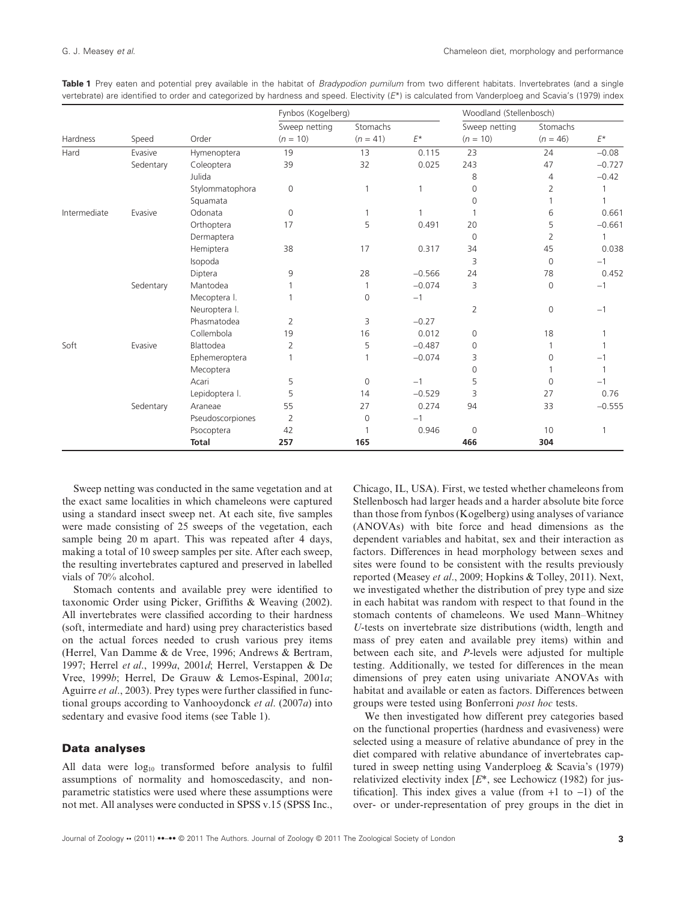**Table 1** Prey eaten and potential prey available in the habitat of *Bradypodion pumilum* from two different habitats. Invertebrates (and a single vertebrate) are identified to order and categorized by hardness and speed. Electivity ($E^*$) is calculated from Vanderploeg and Scavia's (1979) index

| | | | Fynbos (Kogelberg) | | | Woodland (Stellenbosch) | | |
|---|---|---|---|---|---|---|---|---|
| Hardness | Speed | Order | Sweep netting ($n$ = 10) | Stomachs ($n$ = 41) | $E^*$ | Sweep netting ($n$ = 10) | Stomachs ($n$ = 46) | $E^*$ |
| Hard | Evasive | Hymenoptera | 19 | 13 | 0.115 | 23 | 24 | −0.08 |
| | Sedentary | Coleoptera | 39 | 32 | 0.025 | 243 | 47 | −0.727 |
| | | Julida | | | | 8 | 4 | −0.42 |
| | | Stylommatophora | 0 | 1 | 1 | 0 | 2 | 1 |
| | | Squamata | | | | 0 | 1 | 1 |
| Intermediate | Evasive | Odonata | 0 | 1 | 1 | 1 | 6 | 0.661 |
| | | Orthoptera | 17 | 5 | 0.491 | 20 | 5 | −0.661 |
| | | Dermaptera | | | | 0 | 2 | 1 |
| | | Hemiptera | 38 | 17 | 0.317 | 34 | 45 | 0.038 |
| | | Isopoda | | | | 3 | 0 | −1 |
| | | Diptera | 9 | 28 | −0.566 | 24 | 78 | 0.452 |
| | Sedentary | Mantodea | 1 | 1 | −0.074 | 3 | 0 | −1 |
| | | Mecoptera l. | 1 | 0 | −1 | | | |
| | | Neuroptera l. | | | | 2 | 0 | −1 |
| | | Phasmatodea | 2 | 3 | −0.27 | | | |
| | | Collembola | 19 | 16 | 0.012 | 0 | 18 | 1 |
| Soft | Evasive | Blattodea | 2 | 5 | −0.487 | 0 | 1 | 1 |
| | | Ephemeroptera | 1 | 1 | −0.074 | 3 | 0 | −1 |
| | | Mecoptera | | | | 0 | 1 | 1 |
| | | Acari | 5 | 0 | −1 | 5 | 0 | −1 |
| | | Lepidoptera l. | 5 | 14 | −0.529 | 3 | 27 | 0.76 |
| | Sedentary | Araneae | 55 | 27 | 0.274 | 94 | 33 | −0.555 |
| | | Pseudoscorpiones | 2 | 0 | −1 | | | |
| | | Psocoptera | 42 | 1 | 0.946 | 0 | 10 | 1 |
| | | **Total** | **257** | **165** | | **466** | **304** | |

Sweep netting was conducted in the same vegetation and at the exact same localities in which chameleons were captured using a standard insect sweep net. At each site, five samples were made consisting of 25 sweeps of the vegetation, each sample being 20 m apart. This was repeated after 4 days, making a total of 10 sweep samples per site. After each sweep, the resulting invertebrates captured and preserved in labelled vials of 70% alcohol.

Stomach contents and available prey were identified to taxonomic Order using Picker, Griffiths & Weaving (2002). All invertebrates were classified according to their hardness (soft, intermediate and hard) using prey characteristics based on the actual forces needed to crush various prey items (Herrel, Van Damme & de Vree, 1996; Andrews & Bertram, 1997; Herrel *et al*., 1999*a*, 2001*d*; Herrel, Verstappen & De Vree, 1999*b*; Herrel, De Grauw & Lemos-Espinal, 2001*a*; Aguirre *et al*., 2003). Prey types were further classified in functional groups according to Vanhooydonck *et al*. (2007*a*) into sedentary and evasive food items (see Table 1).

## Data analyses

All data were $\log_{10}$ transformed before analysis to fulfil assumptions of normality and homoscedascity, and non-parametric statistics were used where these assumptions were not met. All analyses were conducted in SPSS v.15 (SPSS Inc., Chicago, IL, USA). First, we tested whether chameleons from Stellenbosch had larger heads and a harder absolute bite force than those from fynbos (Kogelberg) using analyses of variance (ANOVAs) with bite force and head dimensions as the dependent variables and habitat, sex and their interaction as factors. Differences in head morphology between sexes and sites were found to be consistent with the results previously reported (Measey *et al*., 2009; Hopkins & Tolley, 2011). Next, we investigated whether the distribution of prey type and size in each habitat was random with respect to that found in the stomach contents of chameleons. We used Mann–Whitney $U$-tests on invertebrate size distributions (width, length and mass of prey eaten and available prey items) within and between each site, and $P$-levels were adjusted for multiple testing. Additionally, we tested for differences in the mean dimensions of prey eaten using univariate ANOVAs with habitat and available or eaten as factors. Differences between groups were tested using Bonferroni *post hoc* tests.

We then investigated how different prey categories based on the functional properties (hardness and evasiveness) were selected using a measure of relative abundance of prey in the diet compared with relative abundance of invertebrates captured in sweep netting using Vanderploeg & Scavia's (1979) relativized electivity index [$E^*$, see Lechowicz (1982) for justification]. This index gives a value (from +1 to −1) of the over- or under-representation of prey groups in the diet in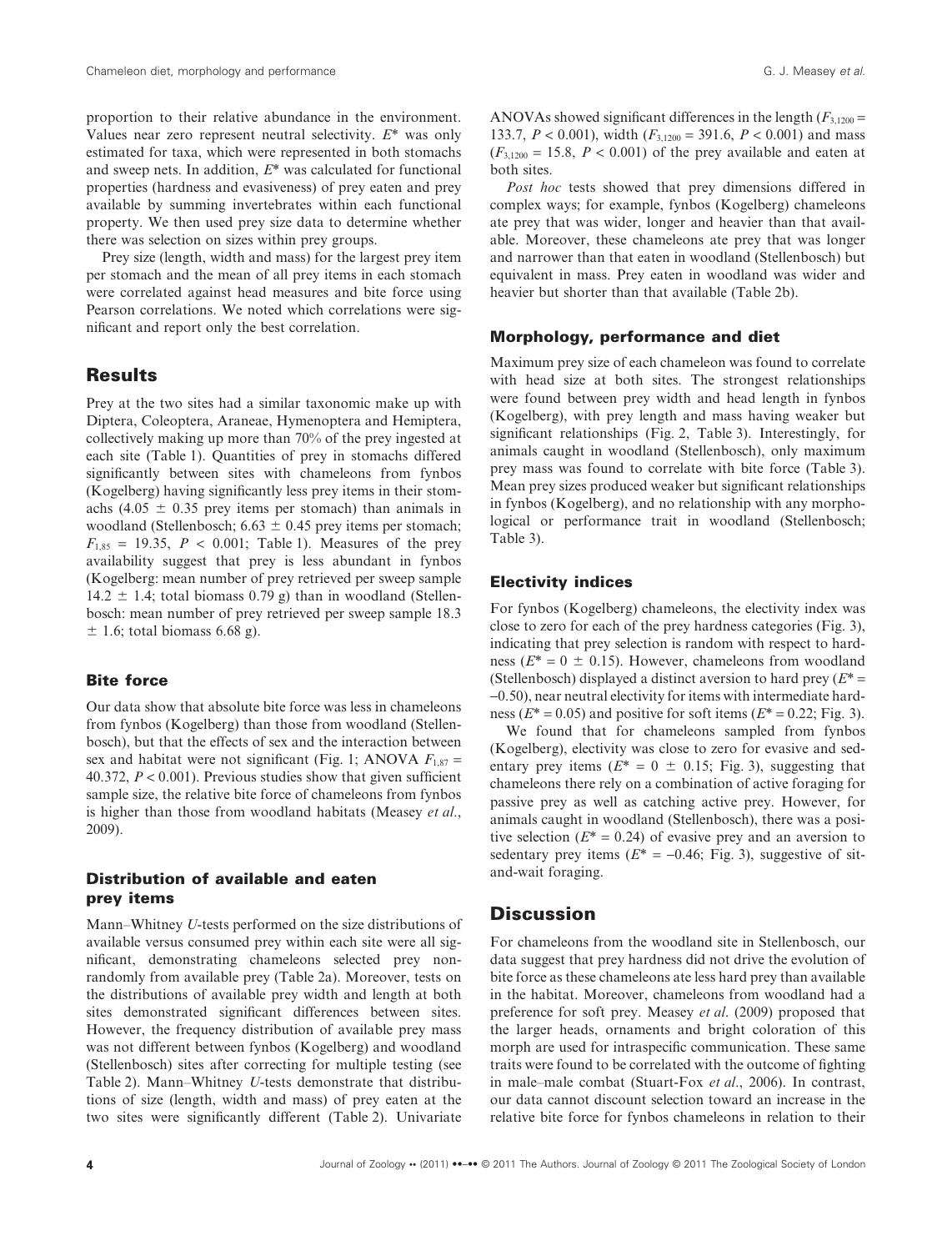proportion to their relative abundance in the environment. Values near zero represent neutral selectivity. $E^*$ was only estimated for taxa, which were represented in both stomachs and sweep nets. In addition, $E^*$ was calculated for functional properties (hardness and evasiveness) of prey eaten and prey available by summing invertebrates within each functional property. We then used prey size data to determine whether there was selection on sizes within prey groups.

Prey size (length, width and mass) for the largest prey item per stomach and the mean of all prey items in each stomach were correlated against head measures and bite force using Pearson correlations. We noted which correlations were significant and report only the best correlation.

## Results

Prey at the two sites had a similar taxonomic make up with Diptera, Coleoptera, Araneae, Hymenoptera and Hemiptera, collectively making up more than 70% of the prey ingested at each site (Table 1). Quantities of prey in stomachs differed significantly between sites with chameleons from fynbos (Kogelberg) having significantly less prey items in their stomachs ($4.05 \pm 0.35$ prey items per stomach) than animals in woodland (Stellenbosch; $6.63 \pm 0.45$ prey items per stomach; $F_{1,85} = 19.35$, $P < 0.001$; Table 1). Measures of the prey availability suggest that prey is less abundant in fynbos (Kogelberg: mean number of prey retrieved per sweep sample $14.2 \pm 1.4$; total biomass 0.79 g) than in woodland (Stellenbosch: mean number of prey retrieved per sweep sample 18.3 $\pm$ 1.6; total biomass 6.68 g).

### Bite force

Our data show that absolute bite force was less in chameleons from fynbos (Kogelberg) than those from woodland (Stellenbosch), but that the effects of sex and the interaction between sex and habitat were not significant (Fig. 1; ANOVA $F_{1,87} = 40.372$, $P < 0.001$). Previous studies show that given sufficient sample size, the relative bite force of chameleons from fynbos is higher than those from woodland habitats (Measey *et al*., 2009).

### Distribution of available and eaten prey items

Mann–Whitney *U*-tests performed on the size distributions of available versus consumed prey within each site were all significant, demonstrating chameleons selected prey nonrandomly from available prey (Table 2a). Moreover, tests on the distributions of available prey width and length at both sites demonstrated significant differences between sites. However, the frequency distribution of available prey mass was not different between fynbos (Kogelberg) and woodland (Stellenbosch) sites after correcting for multiple testing (see Table 2). Mann–Whitney *U*-tests demonstrate that distributions of size (length, width and mass) of prey eaten at the two sites were significantly different (Table 2). Univariate ANOVAs showed significant differences in the length ($F_{3,1200} = 133.7$, $P < 0.001$), width ($F_{3,1200} = 391.6$, $P < 0.001$) and mass ($F_{3,1200} = 15.8$, $P < 0.001$) of the prey available and eaten at both sites.

*Post hoc* tests showed that prey dimensions differed in complex ways; for example, fynbos (Kogelberg) chameleons ate prey that was wider, longer and heavier than that available. Moreover, these chameleons ate prey that was longer and narrower than that eaten in woodland (Stellenbosch) but equivalent in mass. Prey eaten in woodland was wider and heavier but shorter than that available (Table 2b).

### Morphology, performance and diet

Maximum prey size of each chameleon was found to correlate with head size at both sites. The strongest relationships were found between prey width and head length in fynbos (Kogelberg), with prey length and mass having weaker but significant relationships (Fig. 2, Table 3). Interestingly, for animals caught in woodland (Stellenbosch), only maximum prey mass was found to correlate with bite force (Table 3). Mean prey sizes produced weaker but significant relationships in fynbos (Kogelberg), and no relationship with any morphological or performance trait in woodland (Stellenbosch; Table 3).

### Electivity indices

For fynbos (Kogelberg) chameleons, the electivity index was close to zero for each of the prey hardness categories (Fig. 3), indicating that prey selection is random with respect to hardness ($E^* = 0 \pm 0.15$). However, chameleons from woodland (Stellenbosch) displayed a distinct aversion to hard prey ($E^* = -0.50$), near neutral electivity for items with intermediate hardness ($E^* = 0.05$) and positive for soft items ($E^* = 0.22$; Fig. 3).

We found that for chameleons sampled from fynbos (Kogelberg), electivity was close to zero for evasive and sedentary prey items ($E^* = 0 \pm 0.15$; Fig. 3), suggesting that chameleons there rely on a combination of active foraging for passive prey as well as catching active prey. However, for animals caught in woodland (Stellenbosch), there was a positive selection ($E^* = 0.24$) of evasive prey and an aversion to sedentary prey items ($E^* = -0.46$; Fig. 3), suggestive of sit-and-wait foraging.

## Discussion

For chameleons from the woodland site in Stellenbosch, our data suggest that prey hardness did not drive the evolution of bite force as these chameleons ate less hard prey than available in the habitat. Moreover, chameleons from woodland had a preference for soft prey. Measey *et al*. (2009) proposed that the larger heads, ornaments and bright coloration of this morph are used for intraspecific communication. These same traits were found to be correlated with the outcome of fighting in male–male combat (Stuart-Fox *et al*., 2006). In contrast, our data cannot discount selection toward an increase in the relative bite force for fynbos chameleons in relation to their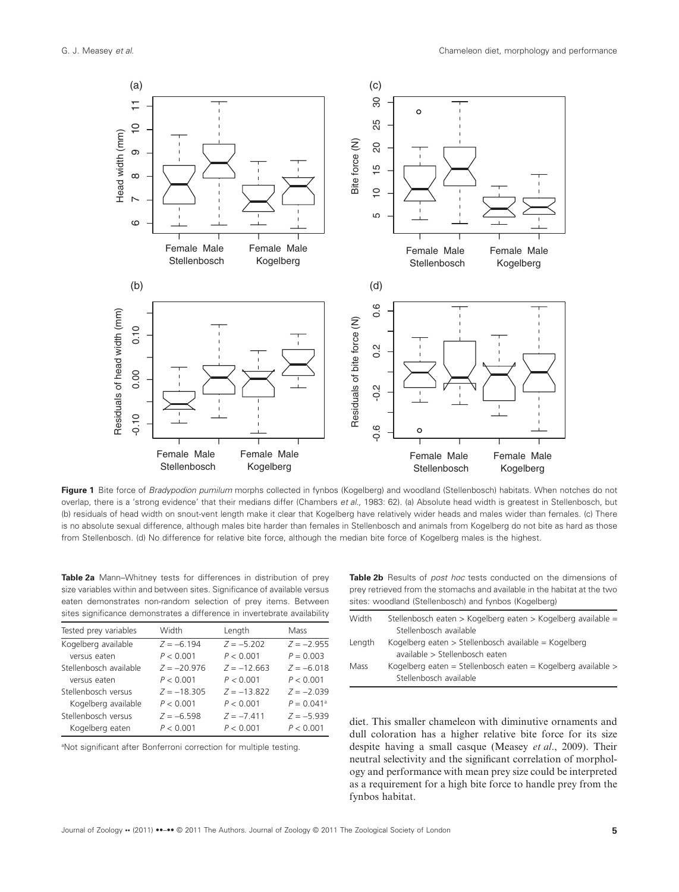**Figure 1** Bite force of *Bradypodion pumilum* morphs collected in fynbos (Kogelberg) and woodland (Stellenbosch) habitats. When notches do not overlap, there is a 'strong evidence' that their medians differ (Chambers *et al*., 1983: 62). (a) Absolute head width is greatest in Stellenbosch, but (b) residuals of head width on snout-vent length make it clear that Kogelberg have relatively wider heads and males wider than females. (c) There is no absolute sexual difference, although males bite harder than females in Stellenbosch and animals from Kogelberg do not bite as hard as those from Stellenbosch. (d) No difference for relative bite force, although the median bite force of Kogelberg males is the highest.

**Table 2a** Mann–Whitney tests for differences in distribution of prey size variables within and between sites. Significance of available versus eaten demonstrates non-random selection of prey items. Between sites significance demonstrates a difference in invertebrate availability

| Tested prey variables | Width | Length | Mass |
|---|---|---|---|
| Kogelberg available versus eaten | $Z = -6.194$ $P < 0.001$ | $Z = -5.202$ $P < 0.001$ | $Z = -2.955$ $P = 0.003$ |
| Stellenbosch available versus eaten | $Z = -20.976$ $P < 0.001$ | $Z = -12.663$ $P < 0.001$ | $Z = -6.018$ $P < 0.001$ |
| Stellenbosch versus Kogelberg available | $Z = -18.305$ $P < 0.001$ | $Z = -13.822$ $P < 0.001$ | $Z = -2.039$ $P = 0.041$[a] |
| Stellenbosch versus Kogelberg eaten | $Z = -6.598$ $P < 0.001$ | $Z = -7.411$ $P < 0.001$ | $Z = -5.939$ $P < 0.001$ |

[a]Not significant after Bonferroni correction for multiple testing.

**Table 2b** Results of *post hoc* tests conducted on the dimensions of prey retrieved from the stomachs and available in the habitat at the two sites: woodland (Stellenbosch) and fynbos (Kogelberg)

| | |
|---|---|
| Width | Stellenbosch eaten > Kogelberg eaten > Kogelberg available = Stellenbosch available |
| Length | Kogelberg eaten > Stellenbosch available = Kogelberg available > Stellenbosch eaten |
| Mass | Kogelberg eaten = Stellenbosch eaten = Kogelberg available > Stellenbosch available |

diet. This smaller chameleon with diminutive ornaments and dull coloration has a higher relative bite force for its size despite having a small casque (Measey *et al*., 2009). Their neutral selectivity and the significant correlation of morphology and performance with mean prey size could be interpreted as a requirement for a high bite force to handle prey from the fynbos habitat.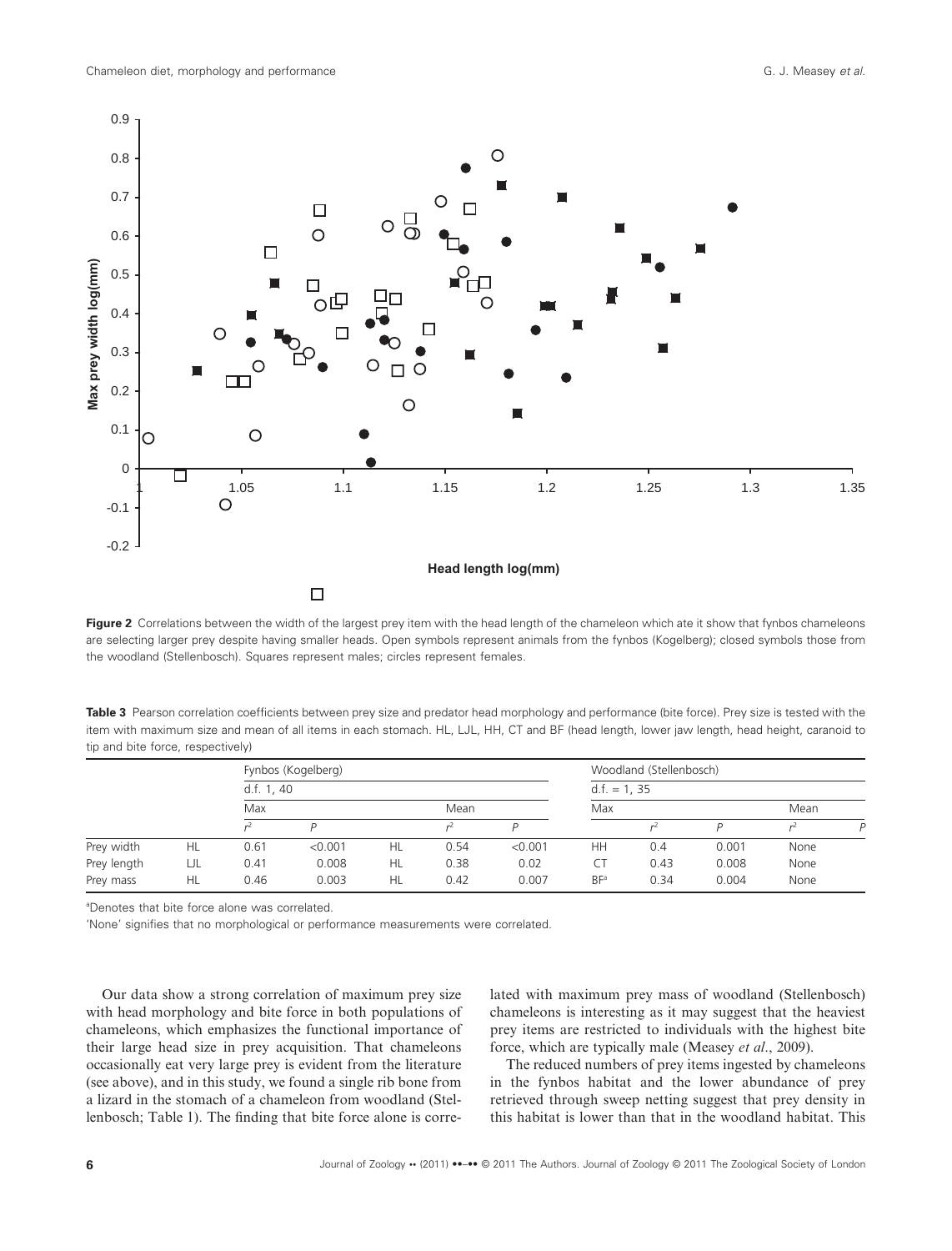**Figure 2** Correlations between the width of the largest prey item with the head length of the chameleon which ate it show that fynbos chameleons are selecting larger prey despite having smaller heads. Open symbols represent animals from the fynbos (Kogelberg); closed symbols those from the woodland (Stellenbosch). Squares represent males; circles represent females.

**Table 3** Pearson correlation coefficients between prey size and predator head morphology and performance (bite force). Prey size is tested with the item with maximum size and mean of all items in each stomach. HL, LJL, HH, CT and BF (head length, lower jaw length, head height, caranoid to tip and bite force, respectively)

| | | Fynbos (Kogelberg) | | | | | Woodland (Stellenbosch) | | | | |
|---|---|---|---|---|---|---|---|---|---|---|---|
| | | d.f. 1, 40 | | | | | d.f. = 1, 35 | | | | |
| | | Max | | | Mean | | Max | | | Mean | |
| | | $r^2$ | $P$ | | $r^2$ | $P$ | | $r^2$ | $P$ | $r^2$ | $P$ |
| Prey width | HL | 0.61 | <0.001 | HL | 0.54 | <0.001 | HH | 0.4 | 0.001 | None | |
| Prey length | LJL | 0.41 | 0.008 | HL | 0.38 | 0.02 | CT | 0.43 | 0.008 | None | |
| Prey mass | HL | 0.46 | 0.003 | HL | 0.42 | 0.007 | BF[a] | 0.34 | 0.004 | None | |

[a]Denotes that bite force alone was correlated.

'None' signifies that no morphological or performance measurements were correlated.

Our data show a strong correlation of maximum prey size with head morphology and bite force in both populations of chameleons, which emphasizes the functional importance of their large head size in prey acquisition. That chameleons occasionally eat very large prey is evident from the literature (see above), and in this study, we found a single rib bone from a lizard in the stomach of a chameleon from woodland (Stellenbosch; Table 1). The finding that bite force alone is correlated with maximum prey mass of woodland (Stellenbosch) chameleons is interesting as it may suggest that the heaviest prey items are restricted to individuals with the highest bite force, which are typically male (Measey *et al*., 2009).

The reduced numbers of prey items ingested by chameleons in the fynbos habitat and the lower abundance of prey retrieved through sweep netting suggest that prey density in this habitat is lower than that in the woodland habitat. This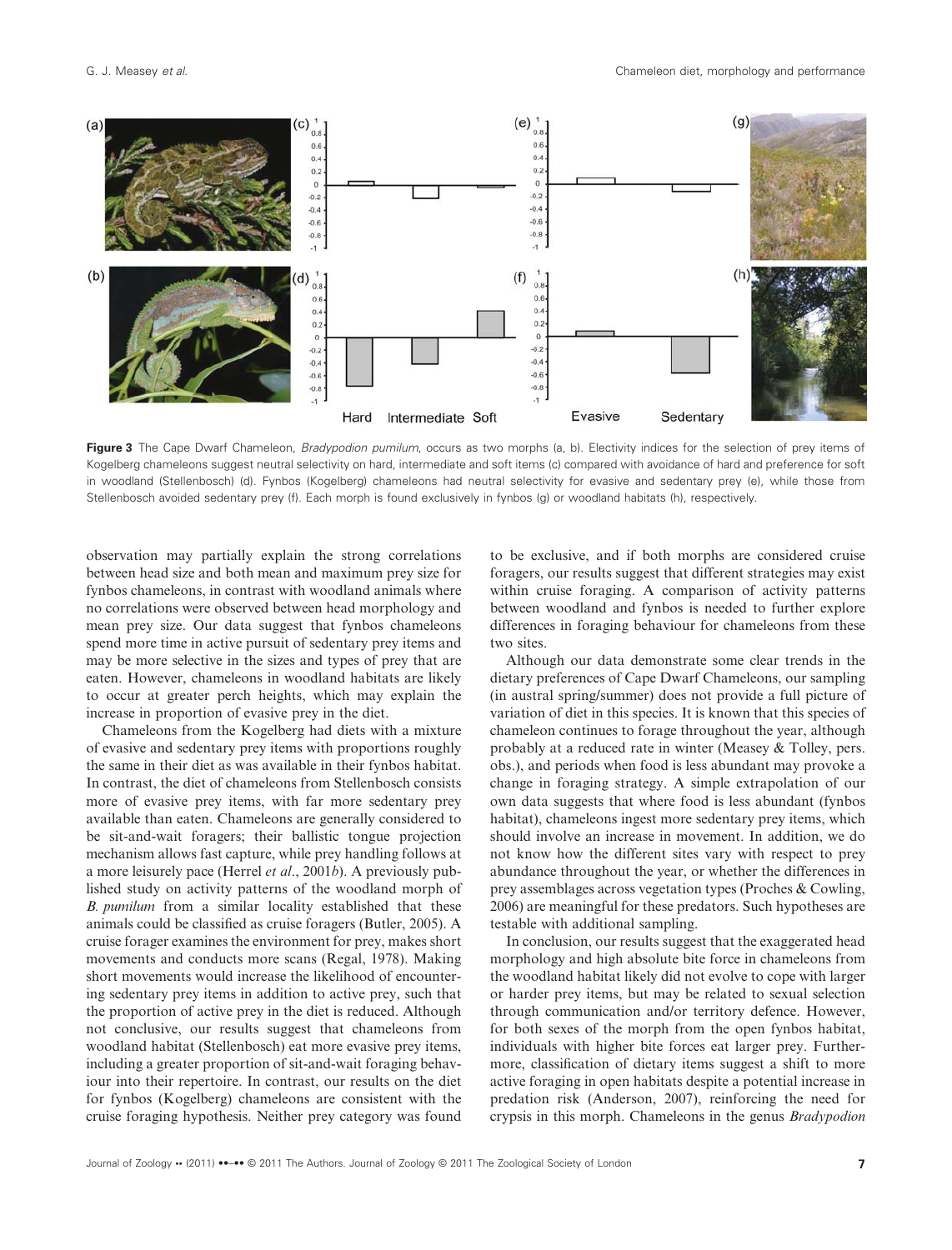(a)

(b)

(c)

(d)

(e)

(f)

(g)

(h)

1
0.8
0.6
0.4
0.2
0
-0.2
-0.4
-0.6
-0.8
-1

Hard Intermediate Soft

Evasive Sedentary

**Figure 3** The Cape Dwarf Chameleon, *Bradypodion pumilum*, occurs as two morphs (a, b). Electivity indices for the selection of prey items of Kogelberg chameleons suggest neutral selectivity on hard, intermediate and soft items (c) compared with avoidance of hard and preference for soft in woodland (Stellenbosch) (d). Fynbos (Kogelberg) chameleons had neutral selectivity for evasive and sedentary prey (e), while those from Stellenbosch avoided sedentary prey (f). Each morph is found exclusively in fynbos (g) or woodland habitats (h), respectively.

observation may partially explain the strong correlations between head size and both mean and maximum prey size for fynbos chameleons, in contrast with woodland animals where no correlations were observed between head morphology and mean prey size. Our data suggest that fynbos chameleons spend more time in active pursuit of sedentary prey items and may be more selective in the sizes and types of prey that are eaten. However, chameleons in woodland habitats are likely to occur at greater perch heights, which may explain the increase in proportion of evasive prey in the diet.

Chameleons from the Kogelberg had diets with a mixture of evasive and sedentary prey items with proportions roughly the same in their diet as was available in their fynbos habitat. In contrast, the diet of chameleons from Stellenbosch consists more of evasive prey items, with far more sedentary prey available than eaten. Chameleons are generally considered to be sit-and-wait foragers; their ballistic tongue projection mechanism allows fast capture, while prey handling follows at a more leisurely pace (Herrel *et al*., 2001*b*). A previously published study on activity patterns of the woodland morph of *B. pumilum* from a similar locality established that these animals could be classified as cruise foragers (Butler, 2005). A cruise forager examines the environment for prey, makes short movements and conducts more scans (Regal, 1978). Making short movements would increase the likelihood of encountering sedentary prey items in addition to active prey, such that the proportion of active prey in the diet is reduced. Although not conclusive, our results suggest that chameleons from woodland habitat (Stellenbosch) eat more evasive prey items, including a greater proportion of sit-and-wait foraging behaviour into their repertoire. In contrast, our results on the diet for fynbos (Kogelberg) chameleons are consistent with the cruise foraging hypothesis. Neither prey category was found to be exclusive, and if both morphs are considered cruise foragers, our results suggest that different strategies may exist within cruise foraging. A comparison of activity patterns between woodland and fynbos is needed to further explore differences in foraging behaviour for chameleons from these two sites.

Although our data demonstrate some clear trends in the dietary preferences of Cape Dwarf Chameleons, our sampling (in austral spring/summer) does not provide a full picture of variation of diet in this species. It is known that this species of chameleon continues to forage throughout the year, although probably at a reduced rate in winter (Measey & Tolley, pers. obs.), and periods when food is less abundant may provoke a change in foraging strategy. A simple extrapolation of our own data suggests that where food is less abundant (fynbos habitat), chameleons ingest more sedentary prey items, which should involve an increase in movement. In addition, we do not know how the different sites vary with respect to prey abundance throughout the year, or whether the differences in prey assemblages across vegetation types (Proches & Cowling, 2006) are meaningful for these predators. Such hypotheses are testable with additional sampling.

In conclusion, our results suggest that the exaggerated head morphology and high absolute bite force in chameleons from the woodland habitat likely did not evolve to cope with larger or harder prey items, but may be related to sexual selection through communication and/or territory defence. However, for both sexes of the morph from the open fynbos habitat, individuals with higher bite forces eat larger prey. Furthermore, classification of dietary items suggest a shift to more active foraging in open habitats despite a potential increase in predation risk (Anderson, 2007), reinforcing the need for crypsis in this morph. Chameleons in the genus *Bradypodion*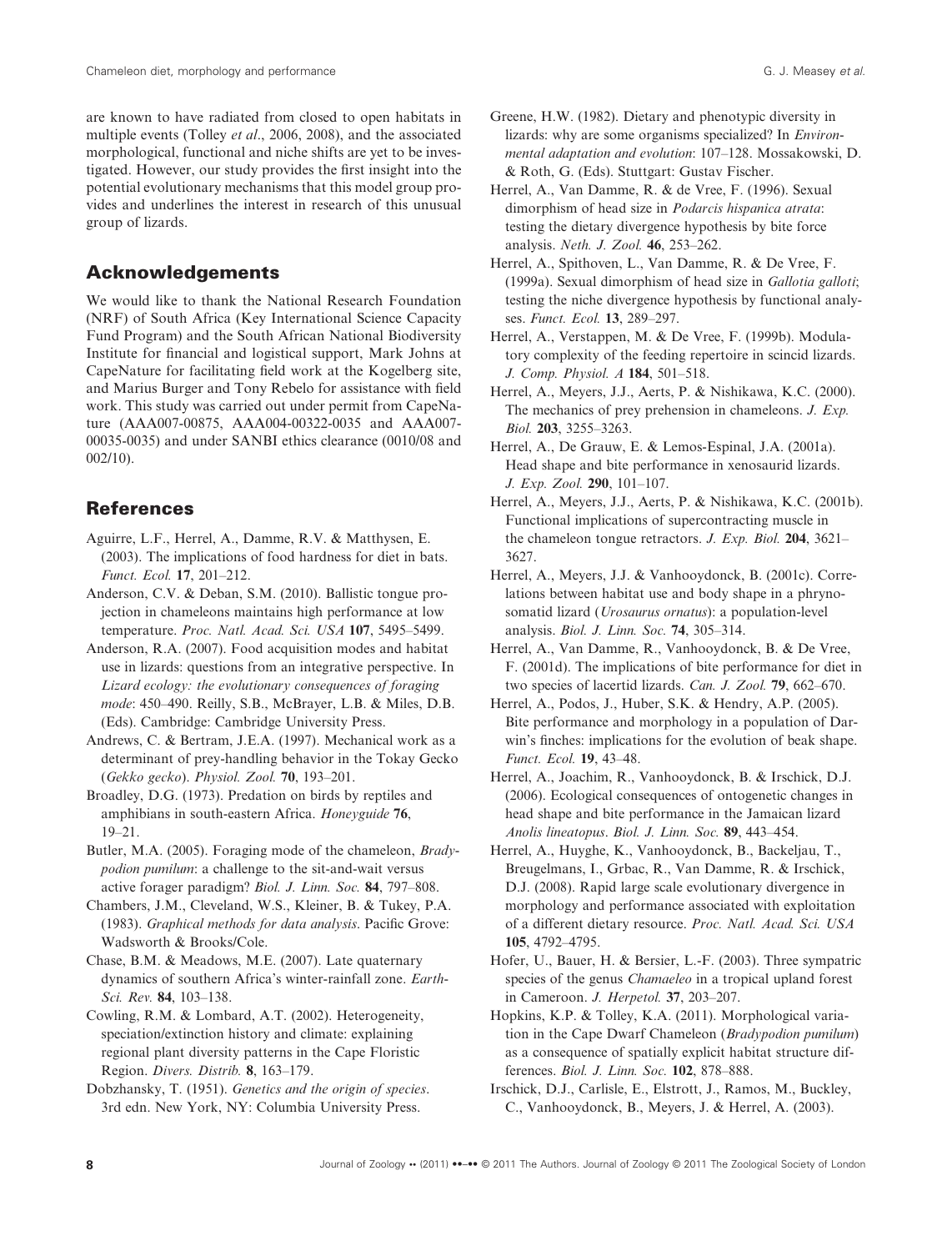are known to have radiated from closed to open habitats in multiple events (Tolley *et al*., 2006, 2008), and the associated morphological, functional and niche shifts are yet to be investigated. However, our study provides the first insight into the potential evolutionary mechanisms that this model group provides and underlines the interest in research of this unusual group of lizards.

## Acknowledgements

We would like to thank the National Research Foundation (NRF) of South Africa (Key International Science Capacity Fund Program) and the South African National Biodiversity Institute for financial and logistical support, Mark Johns at CapeNature for facilitating field work at the Kogelberg site, and Marius Burger and Tony Rebelo for assistance with field work. This study was carried out under permit from CapeNature (AAA007-00875, AAA004-00322-0035 and AAA007-00035-0035) and under SANBI ethics clearance (0010/08 and 002/10).

## References

Aguirre, L.F., Herrel, A., Damme, R.V. & Matthysen, E. (2003). The implications of food hardness for diet in bats. *Funct. Ecol.* **17**, 201–212.

Anderson, C.V. & Deban, S.M. (2010). Ballistic tongue projection in chameleons maintains high performance at low temperature. *Proc. Natl. Acad. Sci. USA* **107**, 5495–5499.

Anderson, R.A. (2007). Food acquisition modes and habitat use in lizards: questions from an integrative perspective. In *Lizard ecology: the evolutionary consequences of foraging mode*: 450–490. Reilly, S.B., McBrayer, L.B. & Miles, D.B. (Eds). Cambridge: Cambridge University Press.

Andrews, C. & Bertram, J.E.A. (1997). Mechanical work as a determinant of prey-handling behavior in the Tokay Gecko (*Gekko gecko*). *Physiol. Zool.* **70**, 193–201.

Broadley, D.G. (1973). Predation on birds by reptiles and amphibians in south-eastern Africa. *Honeyguide* **76**, 19–21.

Butler, M.A. (2005). Foraging mode of the chameleon, *Bradypodion pumilum*: a challenge to the sit-and-wait versus active forager paradigm? *Biol. J. Linn. Soc.* **84**, 797–808.

Chambers, J.M., Cleveland, W.S., Kleiner, B. & Tukey, P.A. (1983). *Graphical methods for data analysis*. Pacific Grove: Wadsworth & Brooks/Cole.

Chase, B.M. & Meadows, M.E. (2007). Late quaternary dynamics of southern Africa's winter-rainfall zone. *Earth-Sci. Rev.* **84**, 103–138.

Cowling, R.M. & Lombard, A.T. (2002). Heterogeneity, speciation/extinction history and climate: explaining regional plant diversity patterns in the Cape Floristic Region. *Divers. Distrib.* **8**, 163–179.

Dobzhansky, T. (1951). *Genetics and the origin of species*. 3rd edn. New York, NY: Columbia University Press.

Greene, H.W. (1982). Dietary and phenotypic diversity in lizards: why are some organisms specialized? In *Environmental adaptation and evolution*: 107–128. Mossakowski, D. & Roth, G. (Eds). Stuttgart: Gustav Fischer.

Herrel, A., Van Damme, R. & de Vree, F. (1996). Sexual dimorphism of head size in *Podarcis hispanica atrata*: testing the dietary divergence hypothesis by bite force analysis. *Neth. J. Zool.* **46**, 253–262.

Herrel, A., Spithoven, L., Van Damme, R. & De Vree, F. (1999a). Sexual dimorphism of head size in *Gallotia galloti*; testing the niche divergence hypothesis by functional analyses. *Funct. Ecol.* **13**, 289–297.

Herrel, A., Verstappen, M. & De Vree, F. (1999b). Modulatory complexity of the feeding repertoire in scincid lizards. *J. Comp. Physiol. A* **184**, 501–518.

Herrel, A., Meyers, J.J., Aerts, P. & Nishikawa, K.C. (2000). The mechanics of prey prehension in chameleons. *J. Exp. Biol.* **203**, 3255–3263.

Herrel, A., De Grauw, E. & Lemos-Espinal, J.A. (2001a). Head shape and bite performance in xenosaurid lizards. *J. Exp. Zool.* **290**, 101–107.

Herrel, A., Meyers, J.J., Aerts, P. & Nishikawa, K.C. (2001b). Functional implications of supercontracting muscle in the chameleon tongue retractors. *J. Exp. Biol.* **204**, 3621–3627.

Herrel, A., Meyers, J.J. & Vanhooydonck, B. (2001c). Correlations between habitat use and body shape in a phrynosomatid lizard (*Urosaurus ornatus*): a population-level analysis. *Biol. J. Linn. Soc.* **74**, 305–314.

Herrel, A., Van Damme, R., Vanhooydonck, B. & De Vree, F. (2001d). The implications of bite performance for diet in two species of lacertid lizards. *Can. J. Zool.* **79**, 662–670.

Herrel, A., Podos, J., Huber, S.K. & Hendry, A.P. (2005). Bite performance and morphology in a population of Darwin's finches: implications for the evolution of beak shape. *Funct. Ecol.* **19**, 43–48.

Herrel, A., Joachim, R., Vanhooydonck, B. & Irschick, D.J. (2006). Ecological consequences of ontogenetic changes in head shape and bite performance in the Jamaican lizard *Anolis lineatopus*. *Biol. J. Linn. Soc.* **89**, 443–454.

Herrel, A., Huyghe, K., Vanhooydonck, B., Backeljau, T., Breugelmans, I., Grbac, R., Van Damme, R. & Irschick, D.J. (2008). Rapid large scale evolutionary divergence in morphology and performance associated with exploitation of a different dietary resource. *Proc. Natl. Acad. Sci. USA* **105**, 4792–4795.

Hofer, U., Bauer, H. & Bersier, L.-F. (2003). Three sympatric species of the genus *Chamaeleo* in a tropical upland forest in Cameroon. *J. Herpetol.* **37**, 203–207.

Hopkins, K.P. & Tolley, K.A. (2011). Morphological variation in the Cape Dwarf Chameleon (*Bradypodion pumilum*) as a consequence of spatially explicit habitat structure differences. *Biol. J. Linn. Soc.* **102**, 878–888.

Irschick, D.J., Carlisle, E., Elstrott, J., Ramos, M., Buckley, C., Vanhooydonck, B., Meyers, J. & Herrel, A. (2003).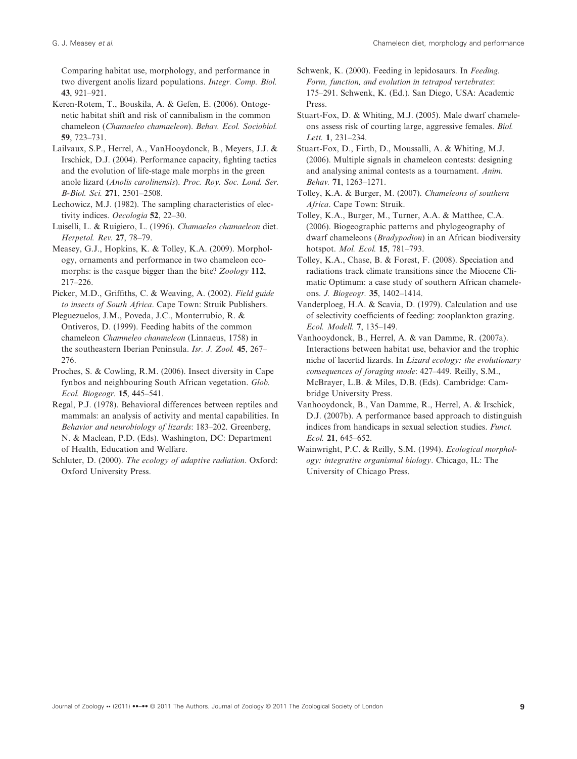Comparing habitat use, morphology, and performance in two divergent anolis lizard populations. *Integr. Comp. Biol.* **43**, 921–921.

Keren-Rotem, T., Bouskila, A. & Gefen, E. (2006). Ontogenetic habitat shift and risk of cannibalism in the common chameleon (*Chamaeleo chamaeleon*). *Behav. Ecol. Sociobiol.* **59**, 723–731.

Lailvaux, S.P., Herrel, A., VanHooydonck, B., Meyers, J.J. & Irschick, D.J. (2004). Performance capacity, fighting tactics and the evolution of life-stage male morphs in the green anole lizard (*Anolis carolinensis*). *Proc. Roy. Soc. Lond. Ser. B-Biol. Sci.* **271**, 2501–2508.

Lechowicz, M.J. (1982). The sampling characteristics of electivity indices. *Oecologia* **52**, 22–30.

Luiselli, L. & Ruigiero, L. (1996). *Chamaeleo chamaeleon* diet. *Herpetol. Rev.* **27**, 78–79.

Measey, G.J., Hopkins, K. & Tolley, K.A. (2009). Morphology, ornaments and performance in two chameleon ecomorphs: is the casque bigger than the bite? *Zoology* **112**, 217–226.

Picker, M.D., Griffiths, C. & Weaving, A. (2002). *Field guide to insects of South Africa*. Cape Town: Struik Publishers.

Pleguezuelos, J.M., Poveda, J.C., Monterrubio, R. & Ontiveros, D. (1999). Feeding habits of the common chameleon *Chamneleo chamneleon* (Linnaeus, 1758) in the southeastern Iberian Peninsula. *Isr. J. Zool.* **45**, 267–276.

Proches, S. & Cowling, R.M. (2006). Insect diversity in Cape fynbos and neighbouring South African vegetation. *Glob. Ecol. Biogeogr.* **15**, 445–541.

Regal, P.J. (1978). Behavioral differences between reptiles and mammals: an analysis of activity and mental capabilities. In *Behavior and neurobiology of lizards*: 183–202. Greenberg, N. & Maclean, P.D. (Eds). Washington, DC: Department of Health, Education and Welfare.

Schluter, D. (2000). *The ecology of adaptive radiation*. Oxford: Oxford University Press.

Schwenk, K. (2000). Feeding in lepidosaurs. In *Feeding. Form, function, and evolution in tetrapod vertebrates*: 175–291. Schwenk, K. (Ed.). San Diego, USA: Academic Press.

Stuart-Fox, D. & Whiting, M.J. (2005). Male dwarf chameleons assess risk of courting large, aggressive females. *Biol. Lett.* **1**, 231–234.

Stuart-Fox, D., Firth, D., Moussalli, A. & Whiting, M.J. (2006). Multiple signals in chameleon contests: designing and analysing animal contests as a tournament. *Anim. Behav.* **71**, 1263–1271.

Tolley, K.A. & Burger, M. (2007). *Chameleons of southern Africa*. Cape Town: Struik.

Tolley, K.A., Burger, M., Turner, A.A. & Matthee, C.A. (2006). Biogeographic patterns and phylogeography of dwarf chameleons (*Bradypodion*) in an African biodiversity hotspot. *Mol. Ecol.* **15**, 781–793.

Tolley, K.A., Chase, B. & Forest, F. (2008). Speciation and radiations track climate transitions since the Miocene Climatic Optimum: a case study of southern African chameleons. *J. Biogeogr.* **35**, 1402–1414.

Vanderploeg, H.A. & Scavia, D. (1979). Calculation and use of selectivity coefficients of feeding: zooplankton grazing. *Ecol. Modell.* **7**, 135–149.

Vanhooydonck, B., Herrel, A. & van Damme, R. (2007a). Interactions between habitat use, behavior and the trophic niche of lacertid lizards. In *Lizard ecology: the evolutionary consequences of foraging mode*: 427–449. Reilly, S.M., McBrayer, L.B. & Miles, D.B. (Eds). Cambridge: Cambridge University Press.

Vanhooydonck, B., Van Damme, R., Herrel, A. & Irschick, D.J. (2007b). A performance based approach to distinguish indices from handicaps in sexual selection studies. *Funct. Ecol.* **21**, 645–652.

Wainwright, P.C. & Reilly, S.M. (1994). *Ecological morphology: integrative organismal biology*. Chicago, IL: The University of Chicago Press.